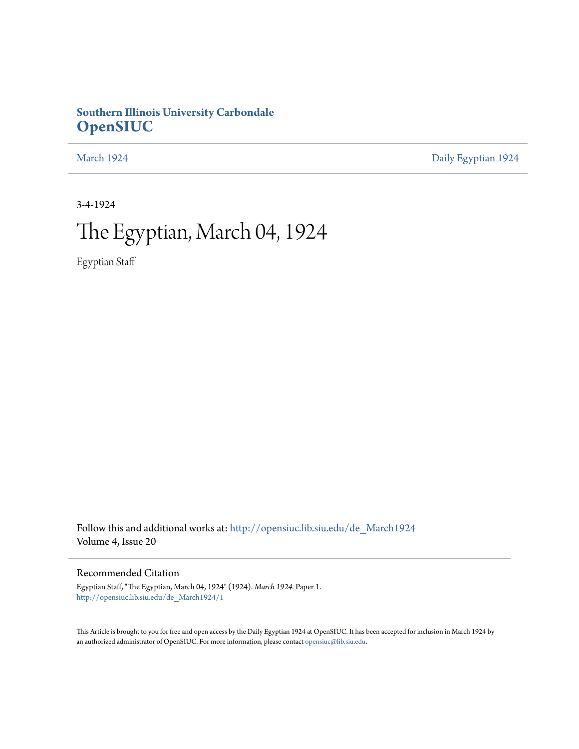**Southern Illinois University Carbondale**
# OpenSIUC

March 1924 | Daily Egyptian 1924

3-4-1924

# The Egyptian, March 04, 1924

Egyptian Staff

Follow this and additional works at: http://opensiuc.lib.siu.edu/de_March1924
Volume 4, Issue 20

## Recommended Citation

Egyptian Staff, "The Egyptian, March 04, 1924" (1924). *March 1924*. Paper 1.
http://opensiuc.lib.siu.edu/de_March1924/1

This Article is brought to you for free and open access by the Daily Egyptian 1924 at OpenSIUC. It has been accepted for inclusion in March 1924 by an authorized administrator of OpenSIUC. For more information, please contact opensiuc@lib.siu.edu.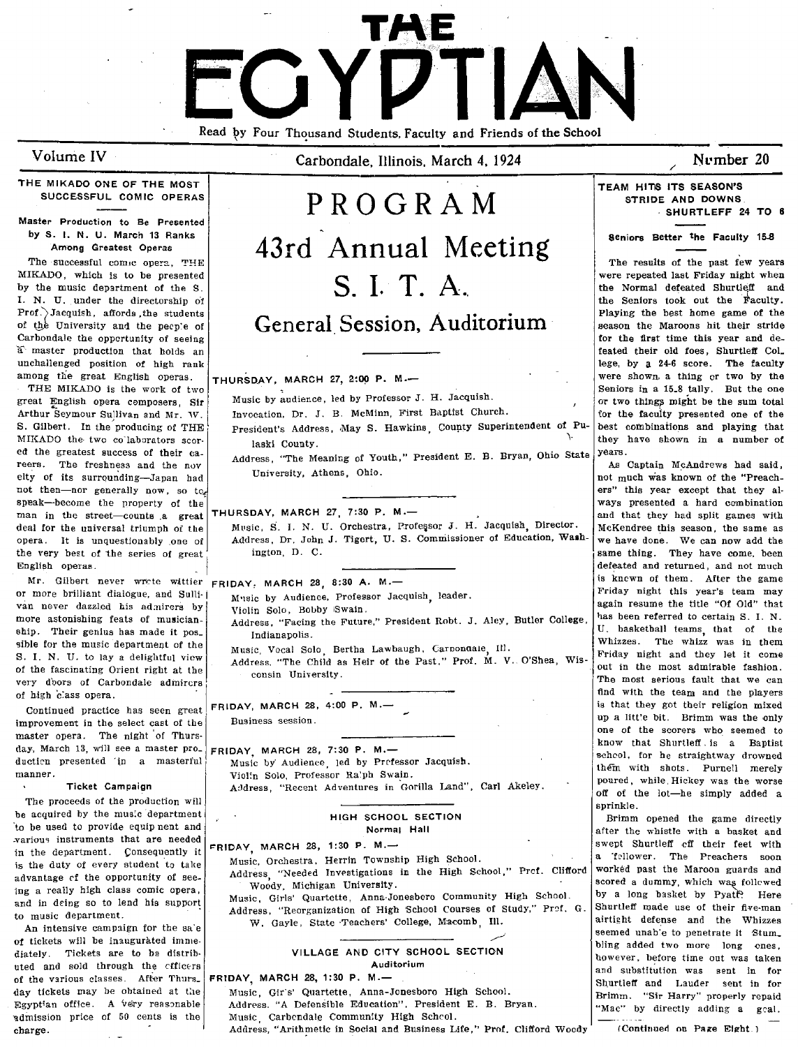# THE EGYPTIAN

Read by Four Thousand Students, Faculty and Friends of the School

Volume IV — Carbondale, Illinois, March 4, 1924 — Number 20

## THE MIKADO ONE OF THE MOST SUCCESSFUL COMIC OPERAS

### Master Production to Be Presented by S. I. N. U. March 13 Ranks Among Greatest Operas

The successful comic opera, THE MIKADO, which is to be presented by the music department of the S. I. N. U. under the directorship of Prof. Jacquish, affords the students of the University and the people of Carbondale the opportunity of seeing a master production that holds an unchallenged position of high rank among the great English operas.

THE MIKADO is the work of two great English opera composers, Sir Arthur Seymour Sullivan and Mr. W. S. Gilbert. In the producing of THE MIKADO the two collaborators scored the greatest success of their careers. The freshness and the novelty of its surrounding—Japan had not then—nor generally now, so to speak—become the property of the man in the street—counts a great deal for the universal triumph of the opera. It is unquestionably one of the very best of the series of great English operas.

Mr. Gilbert never wrote wittier or more brilliant dialogue, and Sullivan never dazzled his admirers by more astonishing feats of musicianship. Their genius has made it possible for the music department of the S. I. N. U. to lay a delightful view of the fascinating Orient right at the very doors of Carbondale admirers of high class opera.

Continued practice has seen great improvement in the select cast of the master opera. The night of Thursday, March 13, will see a master production presented in a masterful manner.

#### Ticket Campaign

The proceeds of the production will be acquired by the music department to be used to provide equipment and various instruments that are needed in the department. Consequently it is the duty of every student to take advantage of the opportunity of seeing a really high class comic opera, and in doing so to lend his support to music department.

An intensive campaign for the sale of tickets will be inaugurated immediately. Tickets are to be distributed and sold through the officers of the various classes. After Thursday tickets may be obtained at the Egyptian office. A very reasonable admission price of 50 cents is the charge.

# PROGRAM

# 43rd Annual Meeting

# S. I. T. A.

## General Session, Auditorium

**THURSDAY, MARCH 27, 2:00 P. M.—**

Music by audience, led by Professor J. H. Jacquish.

Invocation, Dr. J. B. McMinn, First Baptist Church.

President's Address, May S. Hawkins, County Superintendent of Pulaski County.

Address, "The Meaning of Youth," President E. B. Bryan, Ohio State University, Athens, Ohio.

**THURSDAY, MARCH 27, 7:30 P. M.—**

Music, S. I. N. U. Orchestra, Professor J. H. Jacquish, Director.

Address, Dr. John J. Tigert, U. S. Commissioner of Education, Washington, D. C.

**FRIDAY, MARCH 28, 8:30 A. M.—**

Music by Audience, Professor Jacquish, leader.

Violin Solo, Bobby Swain.

Address, "Facing the Future," President Robt. J. Aley, Butler College, Indianapolis.

Music, Vocal Solo, Bertha Lawbaugh, Carbondale, Ill.

Address, "The Child as Heir of the Past," Prof. M. V. O'Shea, Wisconsin University.

**FRIDAY, MARCH 28, 4:00 P. M.—**

Business session.

**FRIDAY, MARCH 28, 7:30 P. M.—**

Music by Audience, led by Professor Jacquish.

Violin Solo, Professor Ralph Swain.

Address, "Recent Adventures in Gorilla Land", Carl Akeley.

### HIGH SCHOOL SECTION
Normal Hall

**FRIDAY, MARCH 28, 1:30 P. M.—**

Music, Orchestra, Herrin Township High School.

Address, "Needed Investigations in the High School," Prof. Clifford Woody, Michigan University.

Music, Girls' Quartette, Anna-Jonesboro Community High School.

Address, "Reorganization of High School Courses of Study," Prof. G. W. Gayle, State Teachers' College, Macomb, Ill.

### VILLAGE AND CITY SCHOOL SECTION
Auditorium

**FRIDAY, MARCH 28, 1:30 P. M.—**

Music, Girls' Quartette, Anna-Jonesboro High School.

Address, "A Defensible Education", President E. B. Bryan.

Music, Carbondale Community High School.

Address, "Arithmetic in Social and Business Life," Prof. Clifford Woody

## TEAM HITS ITS SEASON'S STRIDE AND DOWNS SHURTLEFF 24 TO 6

### Seniors Better the Faculty 15-8

The results of the past few years were repeated last Friday night when the Normal defeated Shurtleff and the Seniors took out the Faculty. Playing the best home game of the season the Maroons hit their stride for the first time this year and defeated their old foes, Shurtleff College, by a 24-6 score. The faculty were shown a thing or two by the Seniors in a 15-8 tally. But the one or two things might be the sum total for the faculty presented one of the best combinations and playing that they have shown in a number of years.

As Captain McAndrews had said, not much was known of the "Preachers" this year except that they always presented a hard combination and that they had split games with McKendree this season, the same as we have done. We can now add the same thing. They have come, been defeated and returned, and not much is known of them. After the game Friday night this year's team may again resume the title "Of Old" that has been referred to certain S. I. N. U. basketball teams, that of the Whizzes. The whizz was in them Friday night and they let it come out in the most admirable fashion. The most serious fault that we can find with the team and the players is that they got their religion mixed up a little bit. Brimm was the only one of the scorers who seemed to know that Shurtleff is a Baptist school, for he straightway drowned them with shots. Purnell merely poured, while Hickey was the worse off of the lot—he simply added a sprinkle.

Brimm opened the game directly after the whistle with a basket and swept Shurtleff off their feet with a follower. The Preachers soon worked past the Maroon guards and scored a dummy, which was followed by a long basket by Pyatt. Here Shurtleff made use of their five-man airtight defense and the Whizzes seemed unable to penetrate it. Stumbling added two more long ones, however, before time out was taken and substitution was sent in for Shurtleff and Lauder sent in for Brimm. "Sir Harry" properly repaid "Mac" by directly adding a goal.

(Continued on Page Eight.)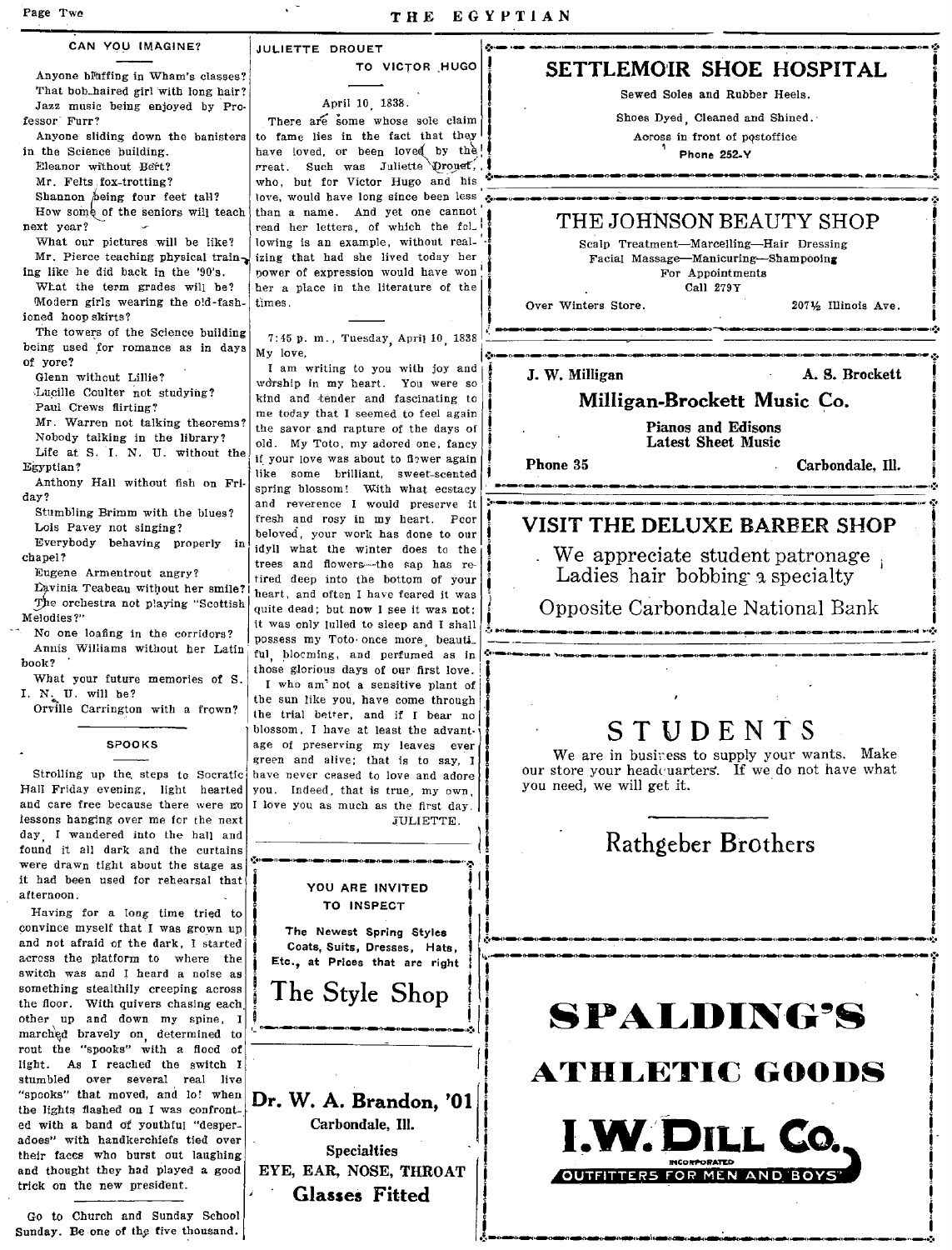## CAN YOU IMAGINE?

Anyone bluffing in Wham's classes?
That bob-haired girl with long hair?
Jazz music being enjoyed by Professor Furr?
Anyone sliding down the banisters in the Science building.
Eleanor without Bert?
Mr. Felts fox-trotting?
Shannon being four feet tall?
How some of the seniors will teach next year?
What our pictures will be like?
Mr. Pierce teaching physical training like he did back in the '90's.
What the term grades will be?
Modern girls wearing the old-fashioned hoop skirts?
The towers of the Science building being used for romance as in days of yore?
Glenn without Lillie?
Lucille Coulter not studying?
Paul Crews flirting?
Mr. Warren not talking theorems?
Nobody talking in the library?
Life at S. I. N. U. without the Egyptian?
Anthony Hall without fish on Friday?
Stumbling Brimm with the blues?
Lois Pavey not singing?
Everybody behaving properly in chapel?
Eugene Armentrout angry?
Lavinia Teabeau without her smile?
The orchestra not playing "Scottish Melodies?"
No one loafing in the corridors?
Annis Williams without her Latin book?
What your future memories of S. I. N. U. will be?
Orville Carrington with a frown?

## SPOOKS

Strolling up the steps to Socratic Hall Friday evening, light hearted and care free because there were no lessons hanging over me for the next day, I wandered into the hall and found it all dark and the curtains were drawn tight about the stage as it had been used for rehearsal that afternoon.

Having for a long time tried to convince myself that I was grown up and not afraid of the dark, I started across the platform to where the switch was and I heard a noise as something stealthily creeping across the floor. With quivers chasing each other up and down my spine, I marched bravely on, determined to rout the "spooks" with a flood of light. As I reached the switch I stumbled over several real live "spooks" that moved, and lo! when the lights flashed on I was confronted with a band of youthful "desperadoes" with handkerchiefs tied over their faces who burst out laughing and thought they had played a good trick on the new president.

Go to Church and Sunday School Sunday. Be one of the five thousand.

## JULIETTE DROUET TO VICTOR HUGO

April 10, 1838.

There are some whose sole claim to fame lies in the fact that they have loved, or been loved by the great. Such was Juliette Drouet, who, but for Victor Hugo and his love, would have long since been less than a name. And yet one cannot read her letters, of which the following is an example, without realizing that had she lived today her power of expression would have won her a place in the literature of the times.

7:45 p. m., Tuesday, April 10, 1838
My love,

I am writing to you with joy and worship in my heart. You were so kind and tender and fascinating to me today that I seemed to feel again the savor and rapture of the days of old. My Toto, my adored one, fancy if your love was about to flower again like some brilliant, sweet-scented spring blossom! With what ecstacy and reverence I would preserve it fresh and rosy in my heart. Poor beloved, your work has done to our idyll what the winter does to the trees and flowers—the sap has retired deep into the bottom of your heart, and often I have feared it was quite dead; but now I see it was not: it was only lulled to sleep and I shall possess my Toto once more, beautiful, blooming, and perfumed as in those glorious days of our first love.

I who am not a sensitive plant of the sun like you, have come through the trial better, and if I bear no blossom, I have at least the advantage of preserving my leaves ever green and alive; that is to say, I have never ceased to love and adore you. Indeed, that is true, my own, I love you as much as the first day.

JULIETTE.

---

YOU ARE INVITED TO INSPECT

The Newest Spring Styles Coats, Suits, Dresses, Hats, Etc., at Prices that are right

**The Style Shop**

---

**Dr. W. A. Brandon, '01**
Carbondale, Ill.
Specialties
EYE, EAR, NOSE, THROAT
**Glasses Fitted**

---

**SETTLEMOIR SHOE HOSPITAL**
Sewed Soles and Rubber Heels.
Shoes Dyed, Cleaned and Shined.
Across in front of postoffice
Phone 252-Y

---

**THE JOHNSON BEAUTY SHOP**
Scalp Treatment—Marcelling—Hair Dressing
Facial Massage—Manicuring—Shampooing
For Appointments
Call 279Y
Over Winters Store. 207½ Illinois Ave.

---

J. W. Milligan A. S. Brockett
**Milligan-Brockett Music Co.**
Pianos and Edisons
Latest Sheet Music
Phone 35 Carbondale, Ill.

---

**VISIT THE DELUXE BARBER SHOP**
We appreciate student patronage
Ladies hair bobbing a specialty
Opposite Carbondale National Bank

---

**STUDENTS**

We are in business to supply your wants. Make our store your headquarters. If we do not have what you need, we will get it.

**Rathgeber Brothers**

---

**SPALDING'S ATHLETIC GOODS**
**I. W. DILL CO.**
INCORPORATED
OUTFITTERS FOR MEN AND BOYS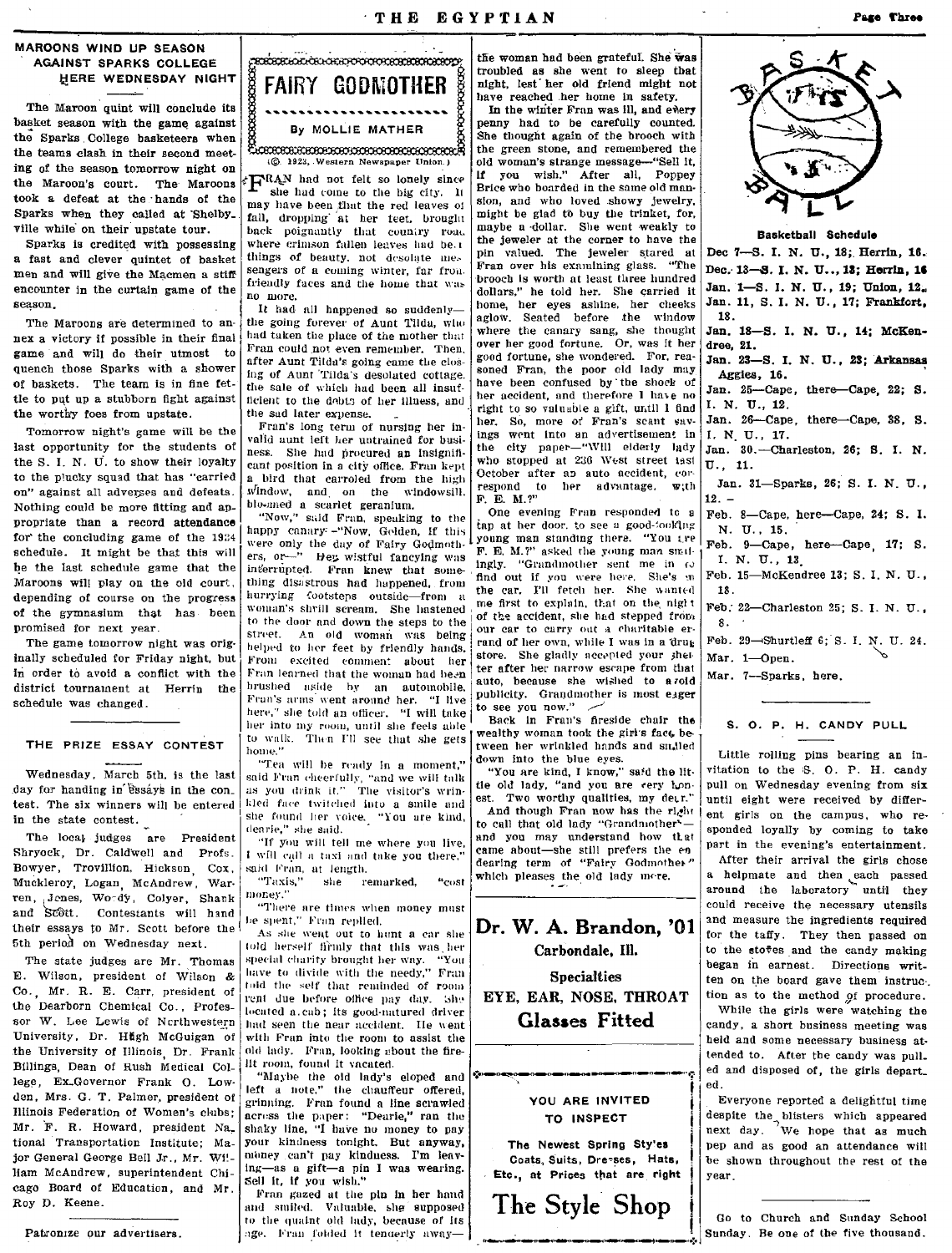## MAROONS WIND UP SEASON AGAINST SPARKS COLLEGE HERE WEDNESDAY NIGHT

The Maroon quint will conclude its basket season with the game against the Sparks College basketeers when the teams clash in their second meeting of the season tomorrow night on the Maroon's court. The Maroons took a defeat at the hands of the Sparks when they called at Shelbyville while on their upstate tour.

Sparks is credited with possessing a fast and clever quintet of basket men and will give the Macmen a stiff encounter in the curtain game of the season.

The Maroons are determined to annex a victory if possible in their final game and will do their utmost to quench those Sparks with a shower of baskets. The team is in fine fettle to put up a stubborn fight against the worthy foes from upstate.

Tomorrow night's game will be the last opportunity for the students of the S. I. N. U. to show their loyalty to the plucky squad that has "carried on" against all adverses and defeats. Nothing could be more fitting and appropriate than a record attendance for the concluding game of the 1924 schedule. It might be that this will be the last schedule game that the Maroons will play on the old court, depending of course on the progress of the gymnasium that has been promised for next year.

The game tomorrow night was originally scheduled for Friday night, but in order to avoid a conflict with the district tournament at Herrin the schedule was changed.

## THE PRIZE ESSAY CONTEST

Wednesday, March 5th, is the last day for handing in Essays in the contest. The six winners will be entered in the state contest.

The local judges are President Shryock, Dr. Caldwell and Profs. Bowyer, Trovillion, Hickson, Cox, Muckleroy, Logan, McAndrew, Warren, Jones, Woody, Colyer, Shank and Scott. Contestants will hand their essays to Mr. Scott before the 5th period on Wednesday next.

The state judges are Mr. Thomas E. Wilson, president of Wilson & Co., Mr. R. E. Carr, president of the Dearborn Chemical Co., Professor W. Lee Lewis of Northwestern University, Dr. Hugh McGuigan of the University of Illinois, Dr. Frank Billings, Dean of Rush Medical College, Ex-Governor Frank O. Lowden, Mrs. G. T. Palmer, president of Illinois Federation of Women's clubs; Mr. F. R. Howard, president National Transportation Institute; Major General George Bell Jr., Mr. William McAndrew, superintendent Chicago Board of Education, and Mr. Roy D. Keene.

Patronize our advertisers.

## FAIRY GODMOTHER

By MOLLIE MATHER

(© 1923, Western Newspaper Union.)

FRAN had not felt so lonely since she had come to the big city. It may have been that the red leaves of fall, dropping at her feet, brought back poignantly that country road where crimson fallen leaves had been things of beauty, not desolate messengers of a coming winter, far from friendly faces and the home that was no more.

It had all happened so suddenly—the going forever of Aunt Tilda, who had taken the place of the mother that Fran could not even remember. Then, after Aunt Tilda's going came the closing of Aunt Tilda's desolated cottage, the sale of which had been all insufficient to the debts of her illness, and the sad later expense.

Fran's long term of nursing her invalid aunt left her untrained for business. She had procured an insignificant position in a city office. Fran kept a bird that carroled from the high window, and, on the windowsill, bloomed a scarlet geranium.

"Now," said Fran, speaking to the happy canary—"Now, Golden, if this were only the day of Fairy Godmothers, or—" Her wistful fancying was interrupted. Fran knew that something disastrous had happened, from hurrying footsteps outside—from a woman's shrill scream. She hastened to the door and down the steps to the street. An old woman was being helped to her feet by friendly hands. From excited comment about her Fran learned that the woman had been brushed aside by an automobile. Fran's arms went around her. "I live here," she told an officer. "I will take her into my room, until she feels able to walk. Then I'll see that she gets home."

"Tea will be ready in a moment," said Fran cheerfully, "and we will talk as you drink it." The visitor's wrinkled face twitched into a smile and she found her voice. "You are kind, dearie," she said.

"If you will tell me where you live, I will call a taxi and take you there," said Fran, at length.

"Taxis," she remarked, "cost money."

"There are times when money must be spent," Fran replied.

As she went out to hunt a car she told herself firmly that this was her special charity brought her way. "You have to divide with the needy," Fran told the self that reminded of room rent due before office pay day. She located a cab; its good-natured driver had seen the near accident. He went with Fran into the room to assist the old lady. Fran, looking about the firelit room, found it vacated.

"Maybe the old lady's eloped and left a note," the chauffeur offered, grinning. Fran found a line scrawled across the paper: "Dearie," ran the shaky line, "I have no money to pay your kindness tonight. But anyway, money can't pay kindness. I'm leaving—as a gift—a pin I was wearing. Sell it, if you wish."

Fran gazed at the pin in her hand and smiled. Valuable, she supposed to the quaint old lady, because of its age. Fran folded it tenderly away—the woman had been grateful. She was troubled as she went to sleep that night, lest her old friend might not have reached her home in safety.

In the winter Fran was ill, and every penny had to be carefully counted. She thought again of the brooch with the green stone, and remembered the old woman's strange message—"Sell it, if you wish." After all, Poppey Brice who boarded in the same old mansion, and who loved showy jewelry, might be glad to buy the trinket, for, maybe a dollar. She went weakly to the jeweler at the corner to have the pin valued. The jeweler stared at Fran over his examining glass. "The brooch is worth at least three hundred dollars," he told her. She carried it home, her eyes ashine, her cheeks aglow. Seated before the window where the canary sang, she thought over her good fortune. Or, was it her good fortune, she wondered. For, reasoned Fran, the poor old lady may have been confused by the shock of her accident, and therefore I have no right to so valuable a gift, until I find her. So, more of Fran's scant savings went into an advertisement in the city paper—"Will elderly lady who stopped at 236 West street last October after an auto accident, correspond to her advantage, with F. E. M.?"

One evening Fran responded to a tap at her door, to see a good-looking young man standing there. "You are F. E. M.?" asked the young man smilingly. "Grandmother sent me in to find out if you were here. She's in the car. I'll fetch her. She wanted me first to explain, that on the night of the accident, she had stepped from our car to carry out a charitable errand of her own, while I was in a drug store. She gladly accepted your shelter after her narrow escape from that auto, because she wished to avoid publicity. Grandmother is most eager to see you now."

Back in Fran's fireside chair the wealthy woman took the girl's face between her wrinkled hands and smiled down into the blue eyes.

"You are kind, I know," said the little old lady, "and you are very honest. Two worthy qualities, my dear."

And though Fran now has the right to call that old lady "Grandmother"—and you may understand how that came about—she still prefers the endearing term of "Fairy Godmother," which pleases the old lady more.

**Dr. W. A. Brandon, '01**
Carbondale, Ill.

**Specialties**
**EYE, EAR, NOSE, THROAT**
**Glasses Fitted**

**YOU ARE INVITED TO INSPECT**

The Newest Spring Styles Coats, Suits, Dresses, Hats, Etc., at Prices that are right

**The Style Shop**

BASKET BALL

### Basketball Schedule

Dec 7—S. I. N. U., 18; Herrin, 16.
Dec. 13—S. I. N. U.., 13; Herrin, 16
Jan. 1—S. I. N. U., 19; Union, 12.
Jan. 11, S. I. N. U., 17; Frankfort, 18.
Jan. 18—S. I. N. U., 14; McKendree, 21.
Jan. 23—S. I. N. U., 23; Arkansas Aggies, 16.
Jan. 25—Cape, there—Cape, 22; S. I. N. U., 12.
Jan. 26—Cape, there—Cape, 38, S. I. N. U., 17.
Jan. 30.—Charleston, 26; S. I. N. U., 11.
Jan. 31—Sparks, 26; S. I. N. U., 12.
Feb. 8—Cape, here—Cape, 24; S. I. N. U., 15.
Feb. 9—Cape, here—Cape, 17; S. I. N. U., 13.
Feb. 15—McKendree 13; S. I. N. U., 18.
Feb. 22—Charleston 25; S. I. N. U., 8.
Feb. 29—Shurtleff 6; S. I. N. U. 24.
Mar. 1—Open.
Mar. 7—Sparks, here.

## S. O. P. H. CANDY PULL

Little rolling pins bearing an invitation to the S. O. P. H. candy pull on Wednesday evening from six until eight were received by different girls on the campus, who responded loyally by coming to take part in the evening's entertainment.

After their arrival the girls chose a helpmate and then each passed around the laboratory until they could receive the necessary utensils and measure the ingredients required for the taffy. They then passed on to the stoves and the candy making began in earnest. Directions written on the board gave them instruction as to the method of procedure.

While the girls were watching the candy, a short business meeting was held and some necessary business attended to. After the candy was pulled and disposed of, the girls departed.

Everyone reported a delightful time despite the blisters which appeared next day. We hope that as much pep and as good an attendance will be shown throughout the rest of the year.

Go to Church and Sunday School Sunday. Be one of the five thousand.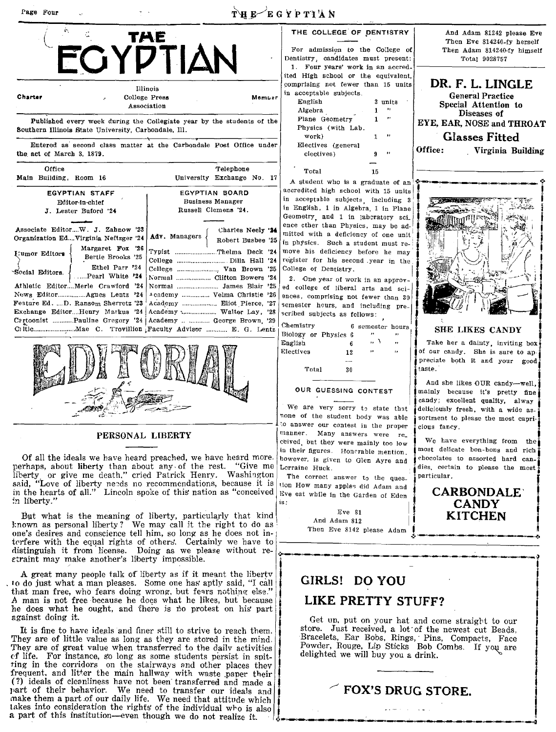# THE EGYPTIAN

Charter — Illinois College Press Association — Member

Published every week during the Collegiate year by the students of the Southern Illinois State University, Carbondale, Ill.

Entered as second class matter at the Carbondale Post Office under the act of March 3, 1879.

Office: Main Building, Room 16 — Telephone: University Exchange No. 17

| EGYPTIAN STAFF | | EGYPTIAN BOARD | |
|---|---|---|---|
| Editor-in-chief | J. Lester Buford '24 | Business Manager | Russell Clemens '24. |
| Associate Editor | W. J. Zahnow '23 | Adv. Managers | Charles Neely '24 |
| Organization Ed. | Virginia Neftzger '24 | | Robert Busbee '25 |
| Humor Editors | Margaret Fox '26 | Typist | Thelma Deck '24 |
| | Bertie Brooks '25 | College | Dilla Hall '24 |
| Social Editors | Ethel Parr '24 | College | Van Brown '25 |
| | Pearl White '24 | Normal | Clifton Bowers '24 |
| Athletic Editor | Merle Crawford '24 | Normal | James Blair '25 |
| News Editor | Agnes Lentz '24 | Academy | Velma Christie '26 |
| Feature Ed. | D. Ransom Sherretz '23 | Academy | Eliot Pierce, '27 |
| Exchange Editor | Henry Markus '24 | Academy | Walter Lay, '28 |
| Cartoonist | Pauline Gregory '24 | Academy | George Brown, '29 |
| Critic | Mae C. Trovillion | Faculty Advisor | E. G. Lentz |

## EDITORIAL

### PERSONAL LIBERTY

Of all the ideals we have heard preached, we have heard more, perhaps, about liberty than about any of the rest. "Give me liberty, or give me death," cried Patrick Henry. Washington said, "Love of liberty needs no recommendations, because it is in the hearts of all." Lincoln spoke of this nation as "conceived in liberty."

But what is the meaning of liberty, particularly that kind known as personal liberty? We may call it the right to do as one's desires and conscience tell him, so long as he does not interfere with the equal rights of others. Certainly we have to distinguish it from license. Doing as we please without restraint may make another's liberty impossible.

A great many people talk of liberty as if it meant the liberty to do just what a man pleases. Some one has aptly said, "I call that man free, who fears doing wrong, but fears nothing else." A man is not free because he does what he likes, but because he does what he ought, and there is no protest on his part against doing it.

It is fine to have ideals and finer still to strive to reach them. They are of little value as long as they are stored in the mind. They are of great value when transferred to the daily activities of life. For instance, so long as some students persist in spitting in the corridors on the stairways and other places they frequent, and litter the main hallway with waste paper their (?) ideals of cleanliness have not been transferred and made a part of their behavior. We need to transfer our ideals and make them a part of our daily life. We need that attitude which takes into consideration the rights of the individual who is also a part of this institution—even though we do not realize it.

### THE COLLEGE OF DENTISTRY

For admission to the College of Dentistry, candidates must present:

1. Four years' work in an accredited High school or the equivalent, comprising not fewer than 15 units in acceptable subjects.

| Subject | Units |
|---|---|
| English | 3 units |
| Algebra | 1 " |
| Plane Geometry | 1 " |
| Physics (with Lab. work) | 1 " |
| Electives (general electives) | 9 " |
| Total | 15 |

A student who is a graduate of an accredited high school with 15 units in acceptable subjects, including 3 in English, 1 in Algebra, 1 in Plane Geometry, and 1 in laboratory science other than Physics, may be admitted with a deficiency of one unit in physics. Such a student must remove his deficiency before he may register for his second year in the College of Dentistry.

2. One year of work in an approved college of liberal arts and sciences, comprising not fewer than 30 semester hours, and including prescribed subjects as follows:

| Subject | Semester hours |
|---|---|
| Chemistry | 6 semester hours |
| Biology or Physics | 6 " " |
| English | 6 " " |
| Electives | 12 " " |
| Total | 30 |

### OUR GUESSING CONTEST

We are very sorry to state that none of the student body was able to answer our contest in the proper manner. Many answers were received, but they were mainly too low in their figures. Honorable mention, however, is given to Glen Ayre and Lorraine Huck.

The correct answer to the question How many apples did Adam and Eve eat while in the Garden of Eden is:

Eve 81
And Adam 812
Then Eve 8142 please Adam
And Adam 81242 please Eve
Then Eve 814240-fy herself
Then Adam 814240-fy himself
Total 9028757

---

**DR. F. L. LINGLE**
General Practice
Special Attention to
Diseases of
EYE, EAR, NOSE and THROAT
**Glasses Fitted**
Office: Virginia Building

---

**SHE LIKES CANDY**

Take her a dainty, inviting box of our candy. She is sure to appreciate both it and your good taste.

And she likes OUR candy—well, mainly because it's pretty fine candy; excellent quality, alway deliciously fresh, with a wide assortment to please the most capricious fancy.

We have everything from the most delicate bon-bons and rich chocolates to assorted hard candies, certain to please the most particular.

**CARBONDALE CANDY KITCHEN**

---

**GIRLS! DO YOU LIKE PRETTY STUFF?**

Get up, put on your hat and come straight to our store. Just received, a lot of the newest cut Beads, Bracelets, Ear Bobs, Rings, Pins, Compacts, Face Powder, Rouge, Lip Sticks Bob Combs. If you are delighted we will buy you a drink.

**FOX'S DRUG STORE.**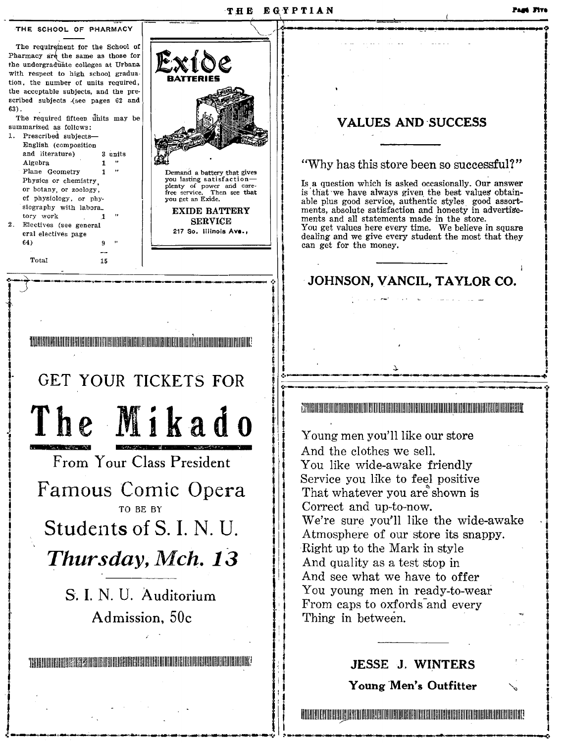## THE SCHOOL OF PHARMACY

The requirement for the School of Pharmacy are the same as those for the undergraduate colleges at Urbana with respect to high school graduation, the number of units required, the acceptable subjects, and the prescribed subjects (see pages 62 and 63).

The required fifteen units may be summarized as follows:

| | | |
|---|---|---|
| 1. Prescribed subjects— | | |
| English (composition and literature) | 3 | units |
| Algebra | 1 | " |
| Plane Geometry | 1 | " |
| Physics or chemistry, or botany, or zoology, of physiology, or physiography with laboratory work | 1 | " |
| 2. Electives (see general electives page 64) | 9 | " |
| Total | 15 | |

---

# Exide
**BATTERIES**

Demand a battery that gives you lasting satisfaction—plenty of power and carefree service. Then see that you get an Exide.

**EXIDE BATTERY SERVICE**
217 So. Illinois Ave.,

---

## VALUES AND SUCCESS

"Why has this store been so successful?"

Is a question which is asked occasionally. Our answer is that we have always given the best values obtainable plus good service, authentic styles good assortments, absolute satisfaction and honesty in advertisements and all statements made in the store.
You get values here every time. We believe in square dealing and we give every student the most that they can get for the money.

**JOHNSON, VANCIL, TAYLOR CO.**

---

GET YOUR TICKETS FOR

# The Mikado

From Your Class President

Famous Comic Opera

TO BE BY

Students of S. I. N. U.

***Thursday, Mch. 13***

S. I. N. U. Auditorium

Admission, 50c

---

Young men you'll like our store
And the clothes we sell.
You like wide-awake friendly
Service you like to feel positive
That whatever you are shown is
Correct and up-to-now.
We're sure you'll like the wide-awake
Atmosphere of our store its snappy.
Right up to the Mark in style
And quality as a test stop in
And see what we have to offer
You young men in ready-to-wear
From caps to oxfords and every
Thing in between.

**JESSE J. WINTERS**

**Young Men's Outfitter**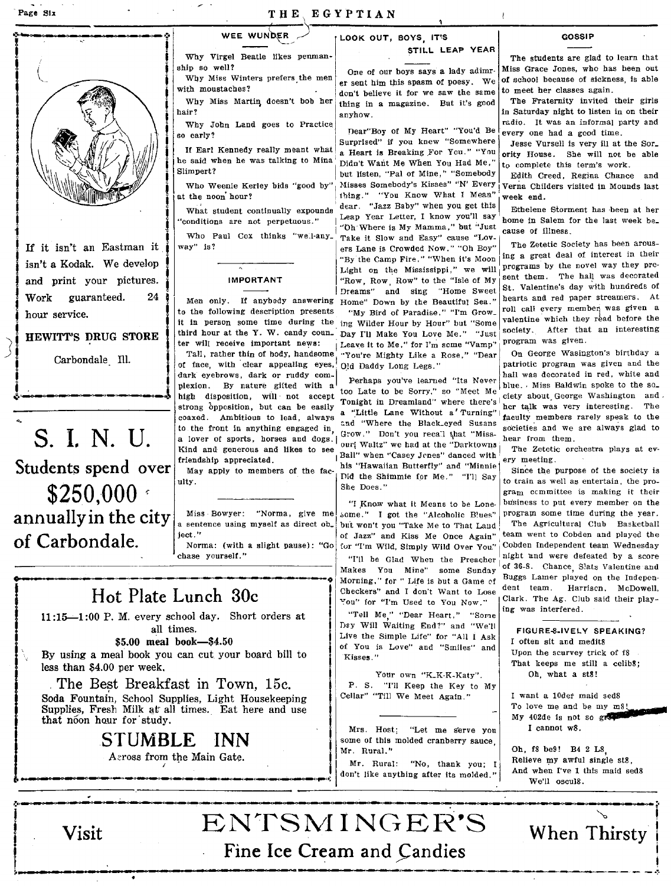If it isn't an Eastman it isn't a Kodak. We develop and print your pictures. Work guaranteed. 24 hour service.

**HEWITT'S DRUG STORE**

Carbondale Ill.

# S. I. N. U.

## Students spend over $250,000 annually in the city of Carbondale.

## WEE WUNDER

Why Virgel Beatle likes penmanship so well?

Why Miss Winters prefers the men with moustaches?

Why Miss Martin doesn't bob her hair?

Why John Land goes to Practice so early?

If Earl Kennedy really meant what he said when he was talking to Mina Slimpert?

Who Weenie Kerley bids "good by" at the noon hour?

What student continually expounds "conditions are not perpetuous."

Who Paul Cox thinks "well-any-way" is?

## IMPORTANT

Men only. If anybody answering to the following description presents it in person some time during the third hour at the Y. W. candy counter will receive important news:

Tall, rather thin of body, handsome of face, with clear appealing eyes, dark eyebrows, dark or ruddy complexion. By nature gifted with a high disposition, will not accept strong opposition, but can be easily coaxed. Ambitious to lead, always to the front in anything engaged in, a lover of sports, horses and dogs. Kind and generous and likes to see friendship appreciated.

May apply to members of the faculty.

---

Miss Bowyer: "Norma, give me a sentence using myself as direct object."

Norma: (with a slight pause): "Go chase yourself."

## Hot Plate Lunch 30c

11:15—1:00 P. M. every school day. Short orders at all times.

**$5.00 meal book—$4.50**

By using a meal book you can cut your board bill to less than $4.00 per week.

**The Best Breakfast in Town, 15c.**

Soda Fountain, School Supplies, Light Housekeeping Supplies, Fresh Milk at all times. Eat here and use that noon hour for study.

## STUMBLE INN

Across from the Main Gate.

## LOOK OUT, BOYS, IT'S STILL LEAP YEAR

One of our boys says a lady admirer sent him this spasm of poesy. We don't believe it for we saw the same thing in a magazine. But it's good anyhow.

Dear "Boy of My Heart" "You'd Be Surprised" if you knew "Somewhere a Heart is Breaking For You." "You Didn't Want Me When You Had Me," but listen, "Pal of Mine," "Somebody Misses Somebody's Kisses" "N' Every thing." "You Know What I Mean" dear. "Jazz Baby" when you get this Leap Year Letter, I know you'll say "Oh Where is My Mamma," but "Just Take it Slow and Easy" cause "Lovers Lane is Crowded Now." "Oh Boy" "By the Camp Fire," "When it's Moon Light on the Mississippi," we will "Row, Row, Row" to the "Isle of My Dreams" and sing "Home Sweet Home" Down by the Beautiful Sea."

"My Bird of Paradise." "I'm Growing Wilder Hour by Hour" but "Some Day I'll Make You Love Me." "Just Leave it to Me," for I'm some "Vamp" "You're Mighty Like a Rose," "Dear Old Daddy Long Legs."

Perhaps you've learned "Its Never too Late to be Sorry," so "Meet Me Tonight in Dreamland" where there's a "Little Lane Without a Turning" and "Where the Black-eyed Susans Grow." Don't you recall that "Missouri Waltz" we had at the "Darktowns Ball" when "Casey Jones" danced with his "Hawaiian Butterfly" and "Minnie Did the Shimmie for Me." "I'll Say She Does."

"I Know what it Means to be Lonesome." I got the "Alcoholic Blues" but won't you "Take Me to That Land of Jazz" and Kiss Me Once Again" for "I'm Wild, Simply Wild Over You"

"I'll be Glad When the Preacher Makes You Mine" some Sunday Morning," for " Life is but a Game of Checkers" and I don't Want to Lose You" for "I'm Used to You Now."

"Tell Me," "Dear Heart," "Some Day Will Waiting End?" and "We'll Live the Simple Life" for "All I Ask of You is Love" and "Smiles" and Kisses."

Your own "K-K-K-Katy".

P. S. "I'll Keep the Key to My Cellar" "Till We Meet Again."

---

Mrs. Host: "Let me serve you some of this molded cranberry sauce, Mr. Rural."

Mr. Rural: "No, thank you; I don't like anything after its molded."

## GOSSIP

The students are glad to learn that Miss Grace Jones, who has been out of school because of sickness, is able to meet her classes again.

The Fraternity invited their girls in Saturday night to listen in on their radio. It was an informal party and every one had a good time.

Jesse Vursell is very ill at the Sorority House. She will not be able to complete this term's work.

Edith Creed, Regina Chance and Verna Childers visited in Mounds last week end.

Ethelene Storment has been at her home in Salem for the last week because of illness.

The Zetetic Society has been arousing a great deal of interest in their programs by the novel way they present them. The hall was decorated St. Valentine's day with hundreds of hearts and red paper streamers. At roll call every member was given a valentine which they read before the society. After that an interesting program was given.

On George Wasington's birthday a patriotic program was given and the hall was decorated in red, white and blue. Miss Baldwin spoke to the society about George Washington and her talk was very interesting. The faculty members rarely speak to the societies and we are always glad to hear from them.

The Zetetic orchestra plays at every meeting.

Since the purpose of the society is to train as well as entertain, the program committee is making it their business to put every member on the program some time during the year.

The Agricultural Club Basketball team went to Cobden and played the Cobden Independent team Wednesday night and were defeated by a score of 36-8. Chance, Slats Valentine and Buggs Lamer played on the Independent team. Harrison, McDowell, Clark. The Ag. Club said their playing was interfered.

### FIGURE-8-IVELY SPEAKING?

I often sit and medit8  
Upon the scurvey trick of f8  
That keeps me still a celib8;  
Oh, what a st8!

I want a 10der maid sed8  
To love me and be my m8!  
My 402de is not so gr...  
I cannot w8.

Oh, f8 be9! B4 2 L8,  
Relieve my awful single st8,  
And when I've 1 this maid sed8  
We'll oscul8.

# Visit ENTSMINGER'S When Thirsty

## Fine Ice Cream and Candies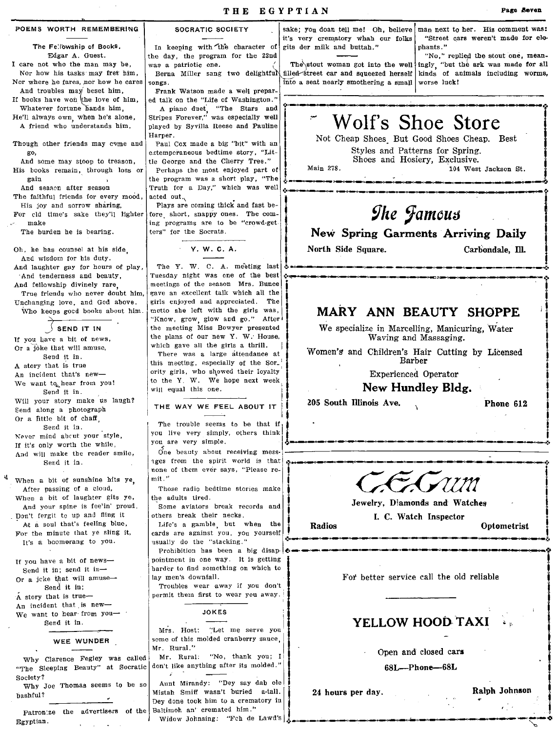## POEMS WORTH REMEMBERING

### The Fellowship of Books.

Edgar A. Guest.

I care not who the man may be,
Nor how his tasks may fret him,
Nor where he fares, nor how he cares
And troubles may beset him,
If books have won the love of him,
Whatever fortune hands him,
He'll always own, when he's alone,
A friend who understands him.

Though other friends may come and go,
And some may stoop to treason,
His books remain, through loss or gain
And season after season
The faithful friends for every mood,
His joy and sorrow sharing,
For old time's sake they'll lighter make
The burden he is bearing.

Oh, he has counsel at his side,
And wisdom for his duty.
And laughter gay for hours of play,
And tenderness and beauty,
And fellowship divinely rare,
True friends who never doubt him,
Unchanging love, and God above.
Who keeps good books about him.

## SEND IT IN

If you have a bit of news,
Or a joke that will amuse,
Send it in.
A story that is true
An incident that's new—
We want to hear from you!
Send it in.
Will your story make us laugh?
Send along a photograph
Or a little bit of chaff,
Send it in.
Never mind about your style,
If it's only worth the while,
And will make the reader smile,
Send it in.

When a bit of sunshine hits ye,
After passing of a cloud,
When a bit of laughter gits ye,
And your spine is fee'in' proud,
Don't fergit to up and fling it
At a soul that's feeling blue,
For the minute that ye sling it,
It's a boomerang to you.

If you have a bit of news—
Send it in; send it in—
Or a joke that will amuse—
Send it in;
A story that is true—
An incident that is new—
We want to hear from you—
Send it in.

## WEE WUNDER

Why Clarence Fegley was called "The Sleeping Beauty" at Socratic Society?

Why Joe Thomas seems to be so bashful?

Patronize the advertisers of the Egyptian.

## SOCRATIC SOCIETY

In keeping with the character of the day, the program for the 22nd was a patriotic one.

Berna Miller sang two delightful songs.

Frank Watson made a well prepared talk on the "Life of Washington."

A piano duet, "The Stars and Stripes Forever," was especially well played by Syvilla Reese and Pauline Harper.

Paul Cox made a big "hit" with an extemporaneous bedtime story, "Little George and the Cherry Tree."

Perhaps the most enjoyed part of the program was a short play, "The Truth for a Day," which was well acted out.

Plays are coming thick and fast before, short, snappy ones. The coming programs are to be "crowd-getters" for the Socrats.

## Y. W. C. A.

The Y. W. C. A. meeting last Tuesday night was one of the best meetings of the season Mrs. Bunce gave an excellent talk which all the girls enjoyed and appreciated. The motto she left with the girls was, "Know, grow, glow and go." After the meeting Miss Bowyer presented the plans of our new Y. W. House, which gave all the girls a thrill.

There was a large attendance at this meeting, especially of the Sorority girls, who showed their loyalty to the Y. W. We hope next week will equal this one.

## THE WAY WE FEEL ABOUT IT

The trouble seems to be that if you live very simply, others think you are very simple.

One beauty about receiving messages from the spirit world is that none of them ever says, "Please remit."

Those radio bedtime stories make the adults tired.

Some aviators break records and others break their necks.

Life's a gamble, but when the cards are against you, you yourself usually do the "stacking."

Prohibition has been a big disappointment in one way. It is getting harder to find something on which to lay men's downfall.

Troubles wear away if you don't permit them first to wear you away.

## JOKES

Mrs. Host: "Let me serve you some of this molded cranberry sauce, Mr. Rural."

Mr. Rural: "No, thank you; I don't like anything after its molded."

Aunt Mirandy: "Dey say dab ole Mistah Smiff wasn't buried a-tall. Dey done took him to a crematory in Baltimoh an' cremated him."

Widow Johnsing: "Fch de Lawd's sake; you doan tell me! Oh, believe it's very crematory whah our folks gits der milk and buttah."

The stout woman got into the well filled street car and squeezed herself into a seat nearly smothering a small man next to her. His comment was:

"Street cars weren't made for elephants."

"No," replied the stout one, meaningly, "but the ark was made for all kinds of animals including worms, worse luck!"

---

# Wolf's Shoe Store

Not Cheap Shoes But Good Shoes Cheap. Best Styles and Patterns for Spring.
Shoes and Hosiery, Exclusive.

Main 278. 104 West Jackson St.

---

# *The Famous*

**New Spring Garments Arriving Daily**

North Side Square. Carbondale, Ill.

---

# MARY ANN BEAUTY SHOPPE

We specialize in Marcelling, Manicuring, Water Waving and Massaging.

Women's and Children's Hair Cutting by Licensed Barber

Experienced Operator

**New Hundley Bldg.**

**205 South Illinois Ave. Phone 612**

---

# *C. E. Gum*

**Jewelry, Diamonds and Watches**

**I. C. Watch Inspector**

**Radios Optometrist**

---

For better service call the old reliable

## YELLOW HOOD TAXI

Open and closed cars

68L—Phone—68L

**24 hours per day. Ralph Johnson**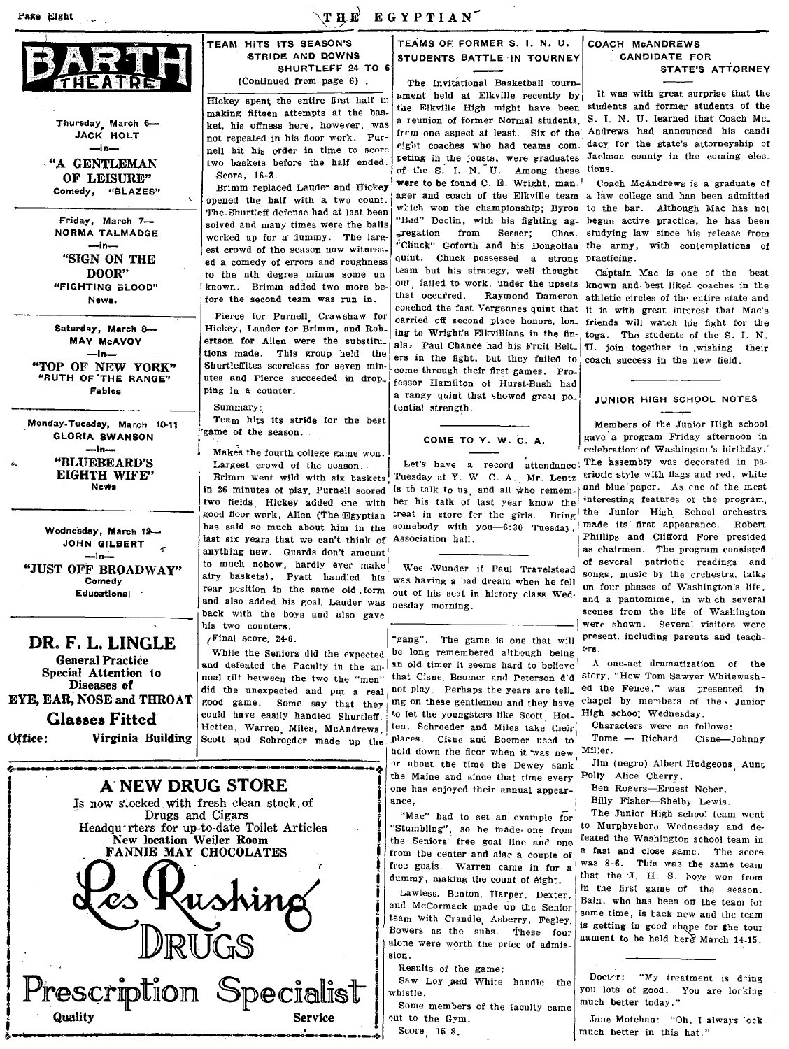# BARTH THEATRE

Thursday, March 6—
JACK HOLT
—in—
"A GENTLEMAN OF LEISURE"
Comedy, "BLAZES"

Friday, March 7—
NORMA TALMADGE
—in—
"SIGN ON THE DOOR"
"FIGHTING BLOOD"
News.

Saturday, March 8—
MAY McAVOY
—in—
"TOP OF NEW YORK"
"RUTH OF THE RANGE"
Fables

Monday-Tuesday, March 10-11
GLORIA SWANSON
—in—
"BLUEBEARD'S EIGHTH WIFE"
News

Wednesday, March 12—
JOHN GILBERT
—in—
"JUST OFF BROADWAY"
Comedy
Educational

**DR. F. L. LINGLE**
General Practice
Special Attention to Diseases of
EYE, EAR, NOSE and THROAT
**Glasses Fitted**
Office: Virginia Building

## TEAM HITS ITS SEASON'S STRIDE AND DOWNS SHURTLEFF 24 TO 6

(Continued from page 6)

Hickey spent the entire first half in making fifteen attempts at the basket, his offness here, however, was not repeated in his floor work. Purnell hit his order in time to score two baskets before the half ended.

Score, 16-3.

Brimm replaced Lauder and Hickey opened the half with a two count. The Shurtleff defense had at last been solved and many times were the balls worked up for a dummy. The largest crowd of the season now witnessed a comedy of errors and roughness to the nth degree minus some un known. Brimm added two more before the second team was run in.

Pierce for Purnell, Crawshaw for Hickey, Lauder for Brimm, and Robertson for Allen were the substitutions made. This group held the Shurtleffites scoreless for seven minutes and Pierce succeeded in dropping in a counter.

Summary:

Team hits its stride for the best game of the season.

Makes the fourth college game won.

Largest crowd of the season.

Brimm went wild with six baskets in 26 minutes of play, Purnell scored two fields, Hickey added one with good floor work, Allen (The Egyptian has said so much about him in the last six years that we can't think of anything new. Guards don't amount to much nohow, hardly ever make airy baskets), Pyatt handled his rear position in the same old form and also added his goal, Lauder was back with the boys and also gave his two counters.

Final score, 24-6.

While the Seniors did the expected and defeated the Faculty in the annual tilt between the two the "men" did the unexpected and put a real good game. Some say that they could have easily handled Shurtleff. Hctten, Warren, Miles, McAndrews, Scott and Schroeder made up the "gang". The game is one that will be long remembered although being an old timer it seems hard to believe that Cisne, Boomer and Peterson did not play. Perhaps the years are telling on these gentlemen and they have to let the youngsters like Scott, Hotten, Schroeder and Miles take their places. Cisne and Boomer used to hold down the floor when it was new or about the time the Dewey sank the Maine and since that time every one has enjoyed their annual appearance.

"Mac" had to set an example for "Stumbling", so he made one from the Seniors' free goal line and one from the center and also a couple of free goals. Warren came in for a dummy, making the count of eight.

Lawless, Benton, Harper, Dexter, and McCormack made up the Senior team with Crandle, Asberry, Fegley, Bowers as the subs. These four alone were worth the price of admission.

Results of the game:

Saw Loy and White handle the whistle.

Some members of the faculty came out to the Gym.

Score, 15-8.

## TEAMS OF FORMER S. I. N. U. STUDENTS BATTLE IN TOURNEY

The Invitational Basketball tournament held at Elkville recently by the Elkville High might have been a reunion of former Normal students, from one aspect at least. Six of the eight coaches who had teams competing in the jousts, were graduates of the S. I. N. U. Among these were to be found C. E. Wright, manager and coach of the Elkville team which won the championship; Byron "Bud" Doolin, with his fighting aggregation from Sesser; Chas. "Chuck" Goforth and his Dongolian quint. Chuck possessed a strong team but his strategy, well thought out, failed to work, under the upsets that occurred. Raymond Dameron coached the fast Vergennes quint that carried off second place honors, losing to Wright's Elkvillians in the finals. Paul Chance had his Fruit Belters in the fight, but they failed to come through their first games. Professor Hamilton of Hurst-Bush had a rangy quint that showed great potential strength.

## COME TO Y. W. C. A.

Let's have a record attendance Tuesday at Y. W. C. A. Mr. Lentz is to talk to us, and all who remember his talk of last year know the treat in store for the girls. Bring somebody with you—6:30 Tuesday, Association hall.

Wee Wunder if Paul Travelstead was having a bad dream when he fell out of his seat in history class Wednesday morning.

## COACH McANDREWS CANDIDATE FOR STATE'S ATTORNEY

It was with great surprise that the students and former students of the S. I. N. U. learned that Coach McAndrews had announced his candidacy for the state's attorneyship of Jackson county in the coming elections.

Coach McAndrews is a graduate of a law college and has been admitted to the bar. Although Mac has not begun active practice, he has been studying law since his release from the army, with contemplations of practicing.

Captain Mac is one of the best known and best liked coaches in the athletic circles of the entire state and it is with great interest that Mac's friends will watch his fight for the toga. The students of the S. I. N. U. join together in wishing their coach success in the new field.

## JUNIOR HIGH SCHOOL NOTES

Members of the Junior High school gave a program Friday afternoon in celebration of Washington's birthday. The assembly was decorated in patriotic style with flags and red, white and blue paper. As one of the most interesting features of the program, the Junior High School orchestra made its first appearance. Robert Phillips and Clifford Fore presided as chairmen. The program consisted of several patriotic readings and songs, music by the orchestra, talks on four phases of Washington's life, and a pantomime, in which several scenes from the life of Washington were shown. Several visitors were present, including parents and teachers.

A one-act dramatization of the story, "How Tom Sawyer Whitewashed the Fence," was presented in chapel by members of the Junior High school Wednesday.

Characters were as follows:

Tome — Richard Cisne—Johnny Miller.

Jim (negro) Albert Hudgeons, Aunt Polly—Alice Cherry.

Ben Rogers—Ernest Neber.

Billy Fisher—Shelby Lewis.

The Junior High school team went to Murphysboro Wednesday and defeated the Washington school team in a fast and close game. The score was 8-6. This was the same team that the J. H. S. boys won from in the first game of the season. Bain, who has been off the team for some time, is back now and the team is getting in good shape for the tournament to be held here March 14-15.

Doctor: "My treatment is doing you lots of good. You are locking much better today."

Jane Motchan: "Oh. I always look much better in this hat."

## A NEW DRUG STORE

Is now stocked with fresh clean stock of
Drugs and Cigars
Headquarters for up-to-date Toilet Articles
New location Weiler Room
FANNIE MAY CHOCOLATES

**Les Rushing DRUGS**

**Prescription Specialist**

Quality — Service